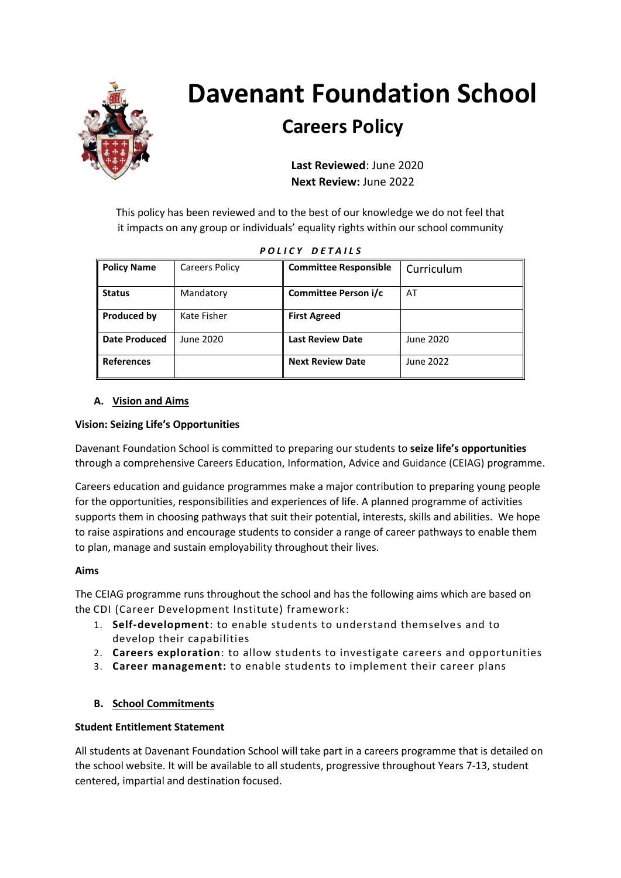# Davenant Foundation School

## Careers Policy

**Last Reviewed**: June 2020
**Next Review:** June 2022

This policy has been reviewed and to the best of our knowledge we do not feel that it impacts on any group or individuals' equality rights within our school community

***POLICY DETAILS***

| **Policy Name** | Careers Policy | **Committee Responsible** | Curriculum |
|---|---|---|---|
| **Status** | Mandatory | **Committee Person i/c** | AT |
| **Produced by** | Kate Fisher | **First Agreed** | |
| **Date Produced** | June 2020 | **Last Review Date** | June 2020 |
| **References** | | **Next Review Date** | June 2022 |

### A. Vision and Aims

**Vision: Seizing Life's Opportunities**

Davenant Foundation School is committed to preparing our students to **seize life's opportunities** through a comprehensive Careers Education, Information, Advice and Guidance (CEIAG) programme.

Careers education and guidance programmes make a major contribution to preparing young people for the opportunities, responsibilities and experiences of life. A planned programme of activities supports them in choosing pathways that suit their potential, interests, skills and abilities. We hope to raise aspirations and encourage students to consider a range of career pathways to enable them to plan, manage and sustain employability throughout their lives.

**Aims**

The CEIAG programme runs throughout the school and has the following aims which are based on the CDI (Career Development Institute) framework:

1. **Self-development**: to enable students to understand themselves and to develop their capabilities
2. **Careers exploration**: to allow students to investigate careers and opportunities
3. **Career management:** to enable students to implement their career plans

### B. School Commitments

**Student Entitlement Statement**

All students at Davenant Foundation School will take part in a careers programme that is detailed on the school website. It will be available to all students, progressive throughout Years 7-13, student centered, impartial and destination focused.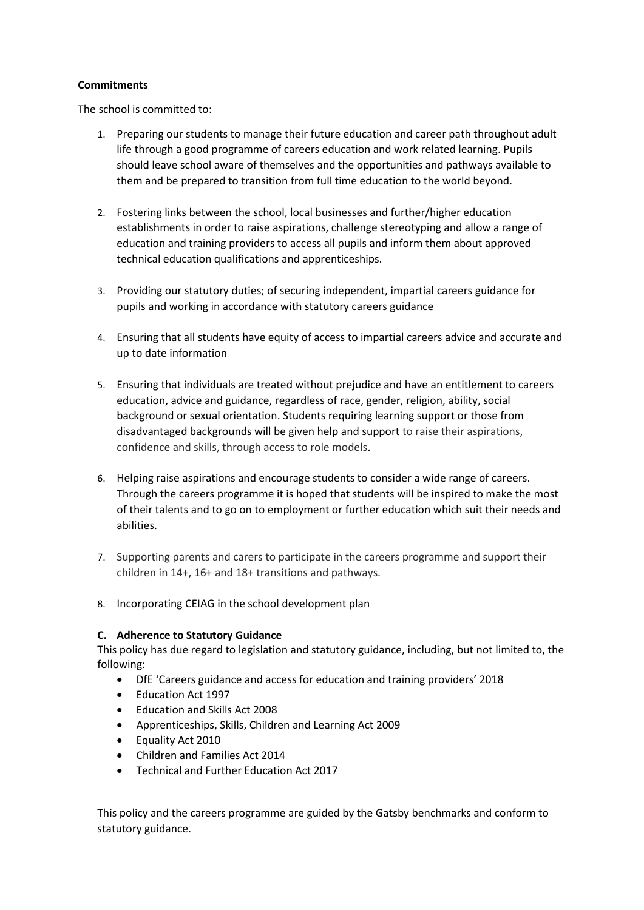**Commitments**

The school is committed to:

1. Preparing our students to manage their future education and career path throughout adult life through a good programme of careers education and work related learning. Pupils should leave school aware of themselves and the opportunities and pathways available to them and be prepared to transition from full time education to the world beyond.

2. Fostering links between the school, local businesses and further/higher education establishments in order to raise aspirations, challenge stereotyping and allow a range of education and training providers to access all pupils and inform them about approved technical education qualifications and apprenticeships.

3. Providing our statutory duties; of securing independent, impartial careers guidance for pupils and working in accordance with statutory careers guidance

4. Ensuring that all students have equity of access to impartial careers advice and accurate and up to date information

5. Ensuring that individuals are treated without prejudice and have an entitlement to careers education, advice and guidance, regardless of race, gender, religion, ability, social background or sexual orientation. Students requiring learning support or those from disadvantaged backgrounds will be given help and support to raise their aspirations, confidence and skills, through access to role models.

6. Helping raise aspirations and encourage students to consider a wide range of careers. Through the careers programme it is hoped that students will be inspired to make the most of their talents and to go on to employment or further education which suit their needs and abilities.

7. Supporting parents and carers to participate in the careers programme and support their children in 14+, 16+ and 18+ transitions and pathways.

8. Incorporating CEIAG in the school development plan

**C. Adherence to Statutory Guidance**

This policy has due regard to legislation and statutory guidance, including, but not limited to, the following:

- DfE 'Careers guidance and access for education and training providers' 2018
- Education Act 1997
- Education and Skills Act 2008
- Apprenticeships, Skills, Children and Learning Act 2009
- Equality Act 2010
- Children and Families Act 2014
- Technical and Further Education Act 2017

This policy and the careers programme are guided by the Gatsby benchmarks and conform to statutory guidance.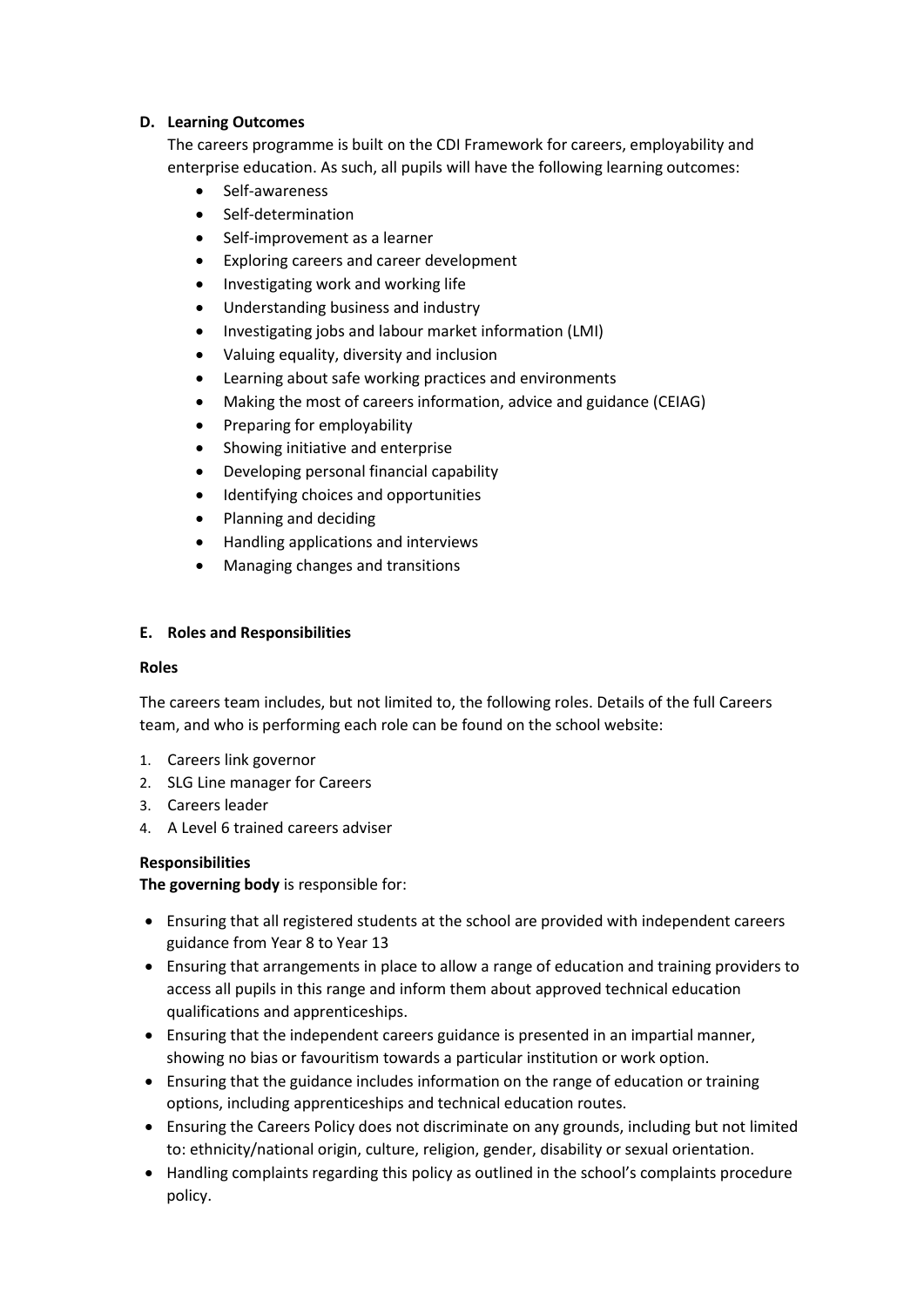**D. Learning Outcomes**

The careers programme is built on the CDI Framework for careers, employability and enterprise education. As such, all pupils will have the following learning outcomes:

- Self-awareness
- Self-determination
- Self-improvement as a learner
- Exploring careers and career development
- Investigating work and working life
- Understanding business and industry
- Investigating jobs and labour market information (LMI)
- Valuing equality, diversity and inclusion
- Learning about safe working practices and environments
- Making the most of careers information, advice and guidance (CEIAG)
- Preparing for employability
- Showing initiative and enterprise
- Developing personal financial capability
- Identifying choices and opportunities
- Planning and deciding
- Handling applications and interviews
- Managing changes and transitions

**E. Roles and Responsibilities**

**Roles**

The careers team includes, but not limited to, the following roles. Details of the full Careers team, and who is performing each role can be found on the school website:

1. Careers link governor
2. SLG Line manager for Careers
3. Careers leader
4. A Level 6 trained careers adviser

**Responsibilities**

**The governing body** is responsible for:

- Ensuring that all registered students at the school are provided with independent careers guidance from Year 8 to Year 13
- Ensuring that arrangements in place to allow a range of education and training providers to access all pupils in this range and inform them about approved technical education qualifications and apprenticeships.
- Ensuring that the independent careers guidance is presented in an impartial manner, showing no bias or favouritism towards a particular institution or work option.
- Ensuring that the guidance includes information on the range of education or training options, including apprenticeships and technical education routes.
- Ensuring the Careers Policy does not discriminate on any grounds, including but not limited to: ethnicity/national origin, culture, religion, gender, disability or sexual orientation.
- Handling complaints regarding this policy as outlined in the school's complaints procedure policy.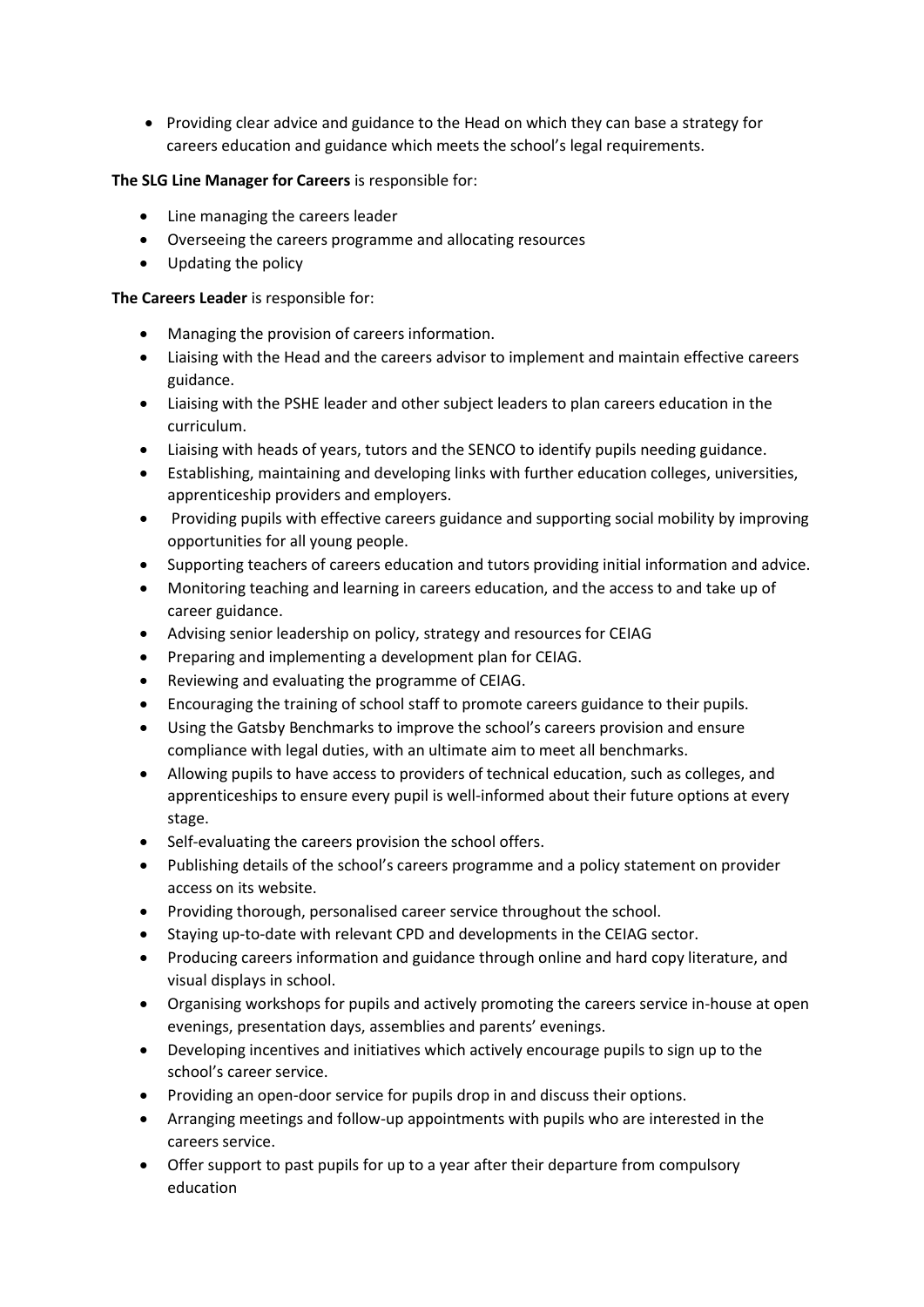- Providing clear advice and guidance to the Head on which they can base a strategy for careers education and guidance which meets the school's legal requirements.

**The SLG Line Manager for Careers** is responsible for:

- Line managing the careers leader
- Overseeing the careers programme and allocating resources
- Updating the policy

**The Careers Leader** is responsible for:

- Managing the provision of careers information.
- Liaising with the Head and the careers advisor to implement and maintain effective careers guidance.
- Liaising with the PSHE leader and other subject leaders to plan careers education in the curriculum.
- Liaising with heads of years, tutors and the SENCO to identify pupils needing guidance.
- Establishing, maintaining and developing links with further education colleges, universities, apprenticeship providers and employers.
- Providing pupils with effective careers guidance and supporting social mobility by improving opportunities for all young people.
- Supporting teachers of careers education and tutors providing initial information and advice.
- Monitoring teaching and learning in careers education, and the access to and take up of career guidance.
- Advising senior leadership on policy, strategy and resources for CEIAG
- Preparing and implementing a development plan for CEIAG.
- Reviewing and evaluating the programme of CEIAG.
- Encouraging the training of school staff to promote careers guidance to their pupils.
- Using the Gatsby Benchmarks to improve the school's careers provision and ensure compliance with legal duties, with an ultimate aim to meet all benchmarks.
- Allowing pupils to have access to providers of technical education, such as colleges, and apprenticeships to ensure every pupil is well-informed about their future options at every stage.
- Self-evaluating the careers provision the school offers.
- Publishing details of the school's careers programme and a policy statement on provider access on its website.
- Providing thorough, personalised career service throughout the school.
- Staying up-to-date with relevant CPD and developments in the CEIAG sector.
- Producing careers information and guidance through online and hard copy literature, and visual displays in school.
- Organising workshops for pupils and actively promoting the careers service in-house at open evenings, presentation days, assemblies and parents' evenings.
- Developing incentives and initiatives which actively encourage pupils to sign up to the school's career service.
- Providing an open-door service for pupils drop in and discuss their options.
- Arranging meetings and follow-up appointments with pupils who are interested in the careers service.
- Offer support to past pupils for up to a year after their departure from compulsory education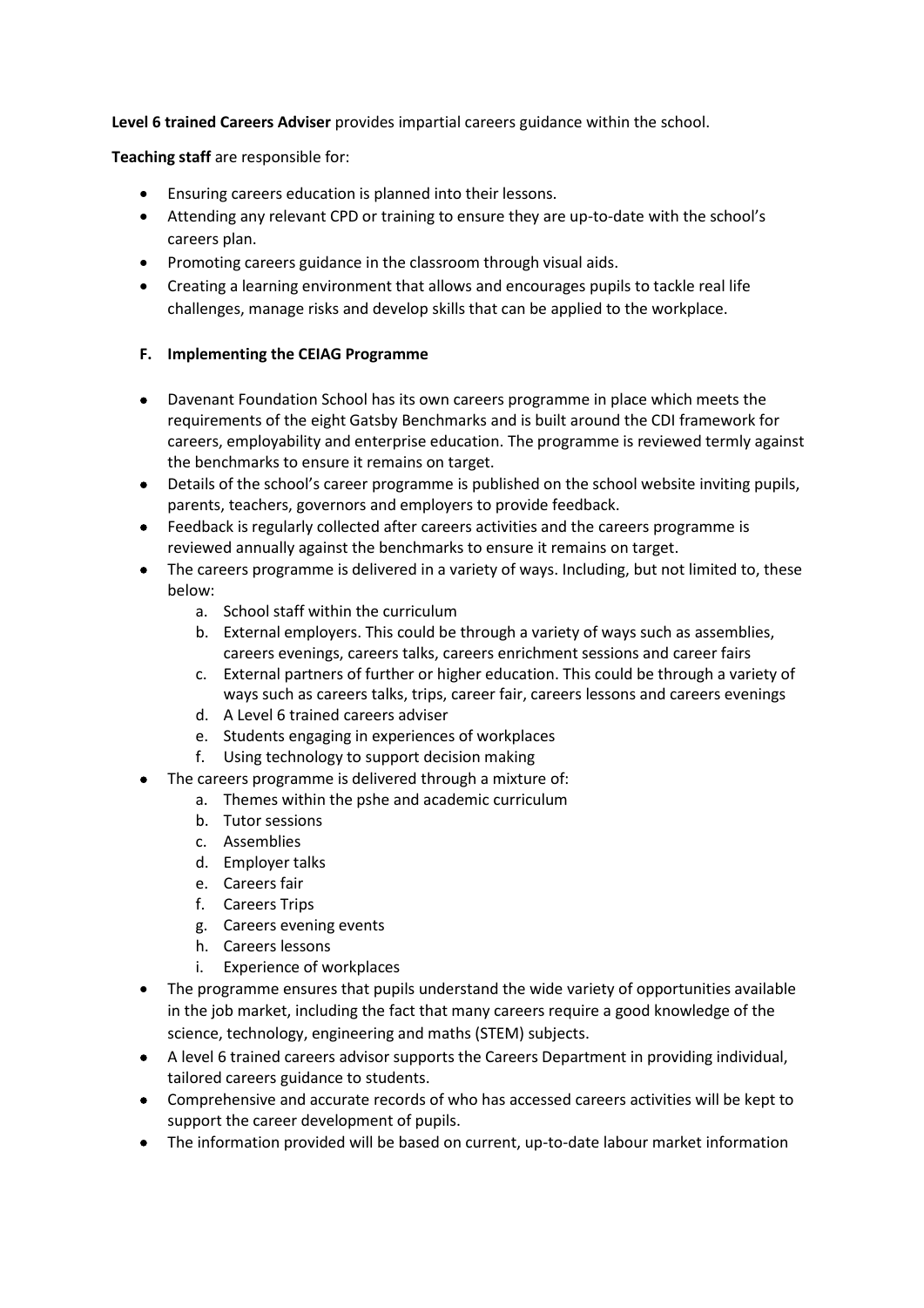**Level 6 trained Careers Adviser** provides impartial careers guidance within the school.

**Teaching staff** are responsible for:

- Ensuring careers education is planned into their lessons.
- Attending any relevant CPD or training to ensure they are up-to-date with the school's careers plan.
- Promoting careers guidance in the classroom through visual aids.
- Creating a learning environment that allows and encourages pupils to tackle real life challenges, manage risks and develop skills that can be applied to the workplace.

### F. Implementing the CEIAG Programme

- Davenant Foundation School has its own careers programme in place which meets the requirements of the eight Gatsby Benchmarks and is built around the CDI framework for careers, employability and enterprise education. The programme is reviewed termly against the benchmarks to ensure it remains on target.
- Details of the school's career programme is published on the school website inviting pupils, parents, teachers, governors and employers to provide feedback.
- Feedback is regularly collected after careers activities and the careers programme is reviewed annually against the benchmarks to ensure it remains on target.
- The careers programme is delivered in a variety of ways. Including, but not limited to, these below:
  a. School staff within the curriculum
  b. External employers. This could be through a variety of ways such as assemblies, careers evenings, careers talks, careers enrichment sessions and career fairs
  c. External partners of further or higher education. This could be through a variety of ways such as careers talks, trips, career fair, careers lessons and careers evenings
  d. A Level 6 trained careers adviser
  e. Students engaging in experiences of workplaces
  f. Using technology to support decision making
- The careers programme is delivered through a mixture of:
  a. Themes within the pshe and academic curriculum
  b. Tutor sessions
  c. Assemblies
  d. Employer talks
  e. Careers fair
  f. Careers Trips
  g. Careers evening events
  h. Careers lessons
  i. Experience of workplaces
- The programme ensures that pupils understand the wide variety of opportunities available in the job market, including the fact that many careers require a good knowledge of the science, technology, engineering and maths (STEM) subjects.
- A level 6 trained careers advisor supports the Careers Department in providing individual, tailored careers guidance to students.
- Comprehensive and accurate records of who has accessed careers activities will be kept to support the career development of pupils.
- The information provided will be based on current, up-to-date labour market information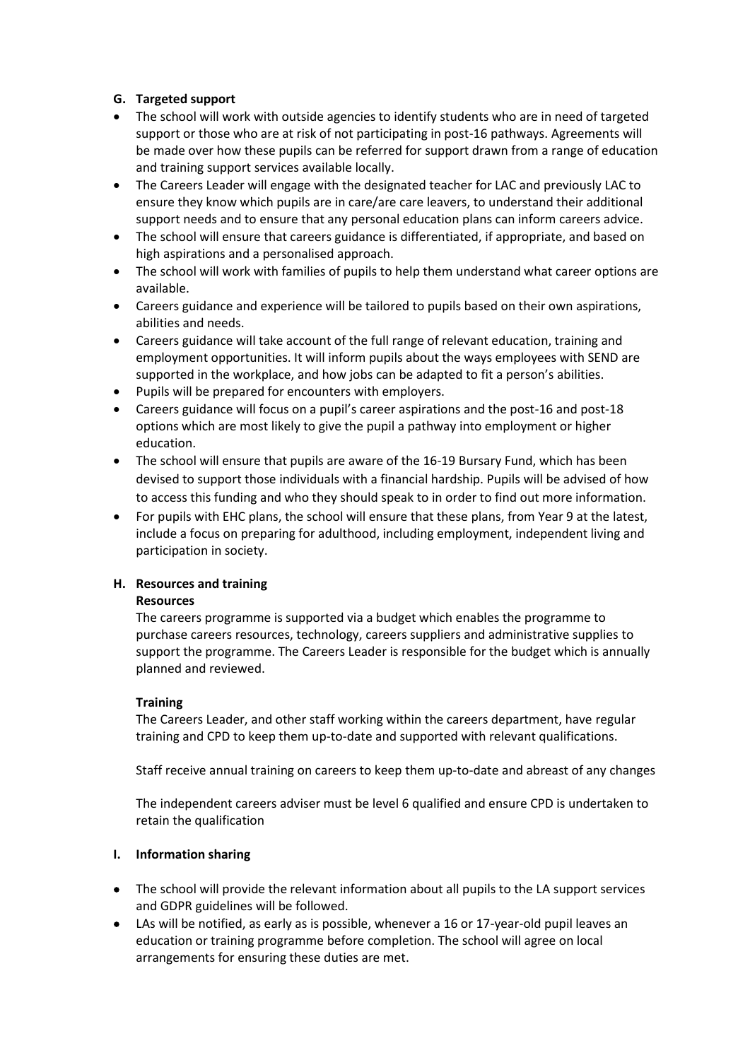## G. Targeted support

- The school will work with outside agencies to identify students who are in need of targeted support or those who are at risk of not participating in post-16 pathways. Agreements will be made over how these pupils can be referred for support drawn from a range of education and training support services available locally.
- The Careers Leader will engage with the designated teacher for LAC and previously LAC to ensure they know which pupils are in care/are care leavers, to understand their additional support needs and to ensure that any personal education plans can inform careers advice.
- The school will ensure that careers guidance is differentiated, if appropriate, and based on high aspirations and a personalised approach.
- The school will work with families of pupils to help them understand what career options are available.
- Careers guidance and experience will be tailored to pupils based on their own aspirations, abilities and needs.
- Careers guidance will take account of the full range of relevant education, training and employment opportunities. It will inform pupils about the ways employees with SEND are supported in the workplace, and how jobs can be adapted to fit a person's abilities.
- Pupils will be prepared for encounters with employers.
- Careers guidance will focus on a pupil's career aspirations and the post-16 and post-18 options which are most likely to give the pupil a pathway into employment or higher education.
- The school will ensure that pupils are aware of the 16-19 Bursary Fund, which has been devised to support those individuals with a financial hardship. Pupils will be advised of how to access this funding and who they should speak to in order to find out more information.
- For pupils with EHC plans, the school will ensure that these plans, from Year 9 at the latest, include a focus on preparing for adulthood, including employment, independent living and participation in society.

## H. Resources and training

**Resources**

The careers programme is supported via a budget which enables the programme to purchase careers resources, technology, careers suppliers and administrative supplies to support the programme. The Careers Leader is responsible for the budget which is annually planned and reviewed.

**Training**

The Careers Leader, and other staff working within the careers department, have regular training and CPD to keep them up-to-date and supported with relevant qualifications.

Staff receive annual training on careers to keep them up-to-date and abreast of any changes

The independent careers adviser must be level 6 qualified and ensure CPD is undertaken to retain the qualification

## I. Information sharing

- The school will provide the relevant information about all pupils to the LA support services and GDPR guidelines will be followed.
- LAs will be notified, as early as is possible, whenever a 16 or 17-year-old pupil leaves an education or training programme before completion. The school will agree on local arrangements for ensuring these duties are met.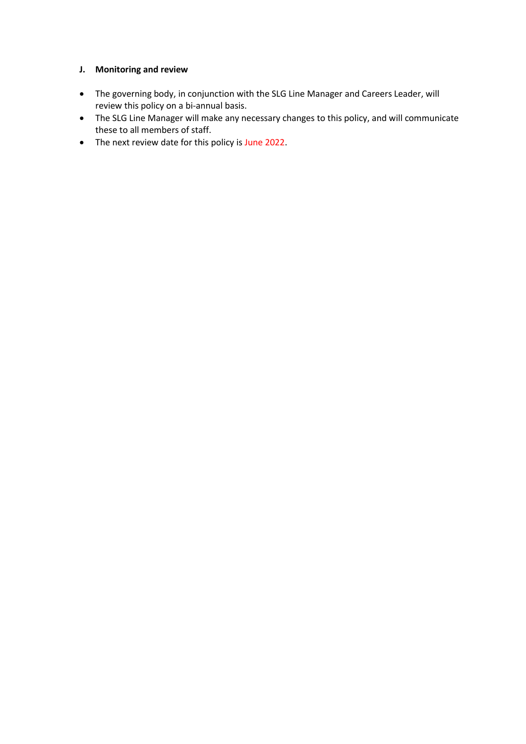## J. Monitoring and review

- The governing body, in conjunction with the SLG Line Manager and Careers Leader, will review this policy on a bi-annual basis.
- The SLG Line Manager will make any necessary changes to this policy, and will communicate these to all members of staff.
- The next review date for this policy is June 2022.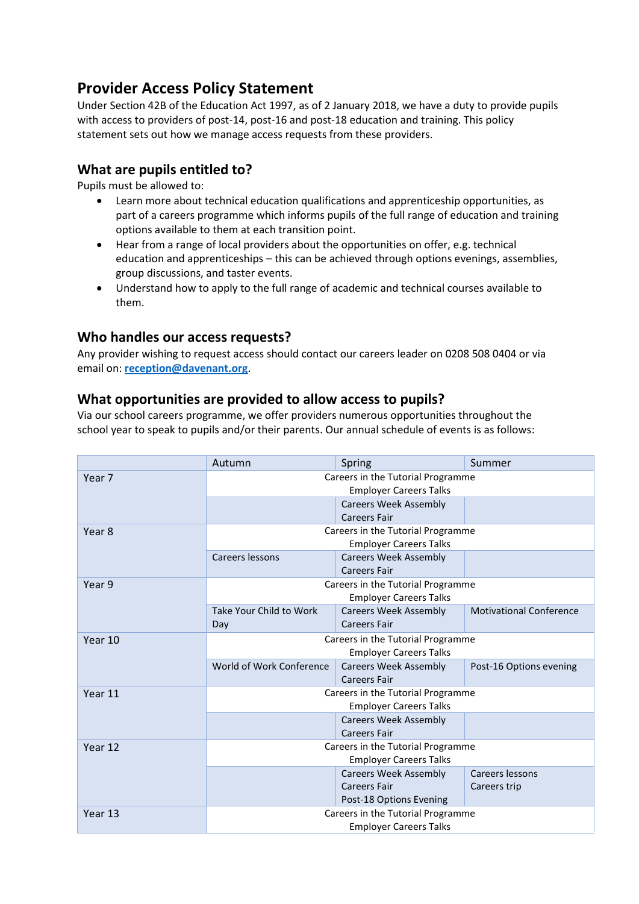## Provider Access Policy Statement

Under Section 42B of the Education Act 1997, as of 2 January 2018, we have a duty to provide pupils with access to providers of post-14, post-16 and post-18 education and training. This policy statement sets out how we manage access requests from these providers.

### What are pupils entitled to?

Pupils must be allowed to:

- Learn more about technical education qualifications and apprenticeship opportunities, as part of a careers programme which informs pupils of the full range of education and training options available to them at each transition point.
- Hear from a range of local providers about the opportunities on offer, e.g. technical education and apprenticeships – this can be achieved through options evenings, assemblies, group discussions, and taster events.
- Understand how to apply to the full range of academic and technical courses available to them.

### Who handles our access requests?

Any provider wishing to request access should contact our careers leader on 0208 508 0404 or via email on: **reception@davenant.org**.

### What opportunities are provided to allow access to pupils?

Via our school careers programme, we offer providers numerous opportunities throughout the school year to speak to pupils and/or their parents. Our annual schedule of events is as follows:

| | Autumn | Spring | Summer |
|---|---|---|---|
| Year 7 | Careers in the Tutorial Programme<br>Employer Careers Talks (all year) | | |
| | | Careers Week Assembly<br>Careers Fair | |
| Year 8 | Careers in the Tutorial Programme<br>Employer Careers Talks (all year) | | |
| | Careers lessons | Careers Week Assembly<br>Careers Fair | |
| Year 9 | Careers in the Tutorial Programme<br>Employer Careers Talks (all year) | | |
| | Take Your Child to Work Day | Careers Week Assembly<br>Careers Fair | Motivational Conference |
| Year 10 | Careers in the Tutorial Programme<br>Employer Careers Talks (all year) | | |
| | World of Work Conference | Careers Week Assembly<br>Careers Fair | Post-16 Options evening |
| Year 11 | Careers in the Tutorial Programme<br>Employer Careers Talks (all year) | | |
| | | Careers Week Assembly<br>Careers Fair | |
| Year 12 | Careers in the Tutorial Programme<br>Employer Careers Talks (all year) | | |
| | | Careers Week Assembly<br>Careers Fair<br>Post-18 Options Evening | Careers lessons<br>Careers trip |
| Year 13 | Careers in the Tutorial Programme<br>Employer Careers Talks (all year) | | |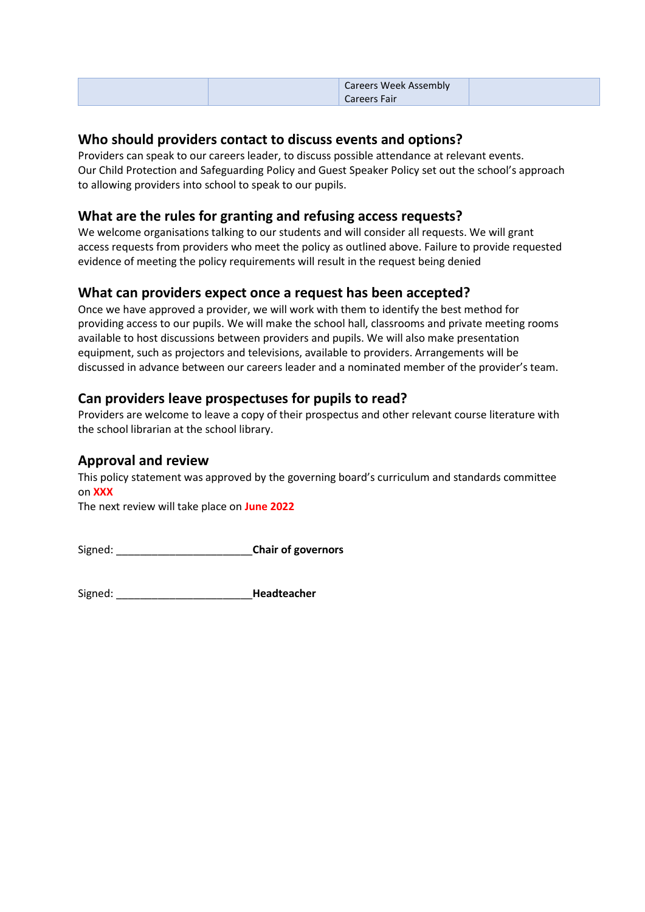| | | | |
|---|---|---|---|
| | | Careers Week Assembly<br>Careers Fair | |

## Who should providers contact to discuss events and options?

Providers can speak to our careers leader, to discuss possible attendance at relevant events.
Our Child Protection and Safeguarding Policy and Guest Speaker Policy set out the school's approach to allowing providers into school to speak to our pupils.

## What are the rules for granting and refusing access requests?

We welcome organisations talking to our students and will consider all requests. We will grant access requests from providers who meet the policy as outlined above. Failure to provide requested evidence of meeting the policy requirements will result in the request being denied

## What can providers expect once a request has been accepted?

Once we have approved a provider, we will work with them to identify the best method for providing access to our pupils. We will make the school hall, classrooms and private meeting rooms available to host discussions between providers and pupils. We will also make presentation equipment, such as projectors and televisions, available to providers. Arrangements will be discussed in advance between our careers leader and a nominated member of the provider's team.

## Can providers leave prospectuses for pupils to read?

Providers are welcome to leave a copy of their prospectus and other relevant course literature with the school librarian at the school library.

## Approval and review

This policy statement was approved by the governing board's curriculum and standards committee on **XXX**
The next review will take place on **June 2022**

Signed: _______________________**Chair of governors**

Signed: _______________________**Headteacher**